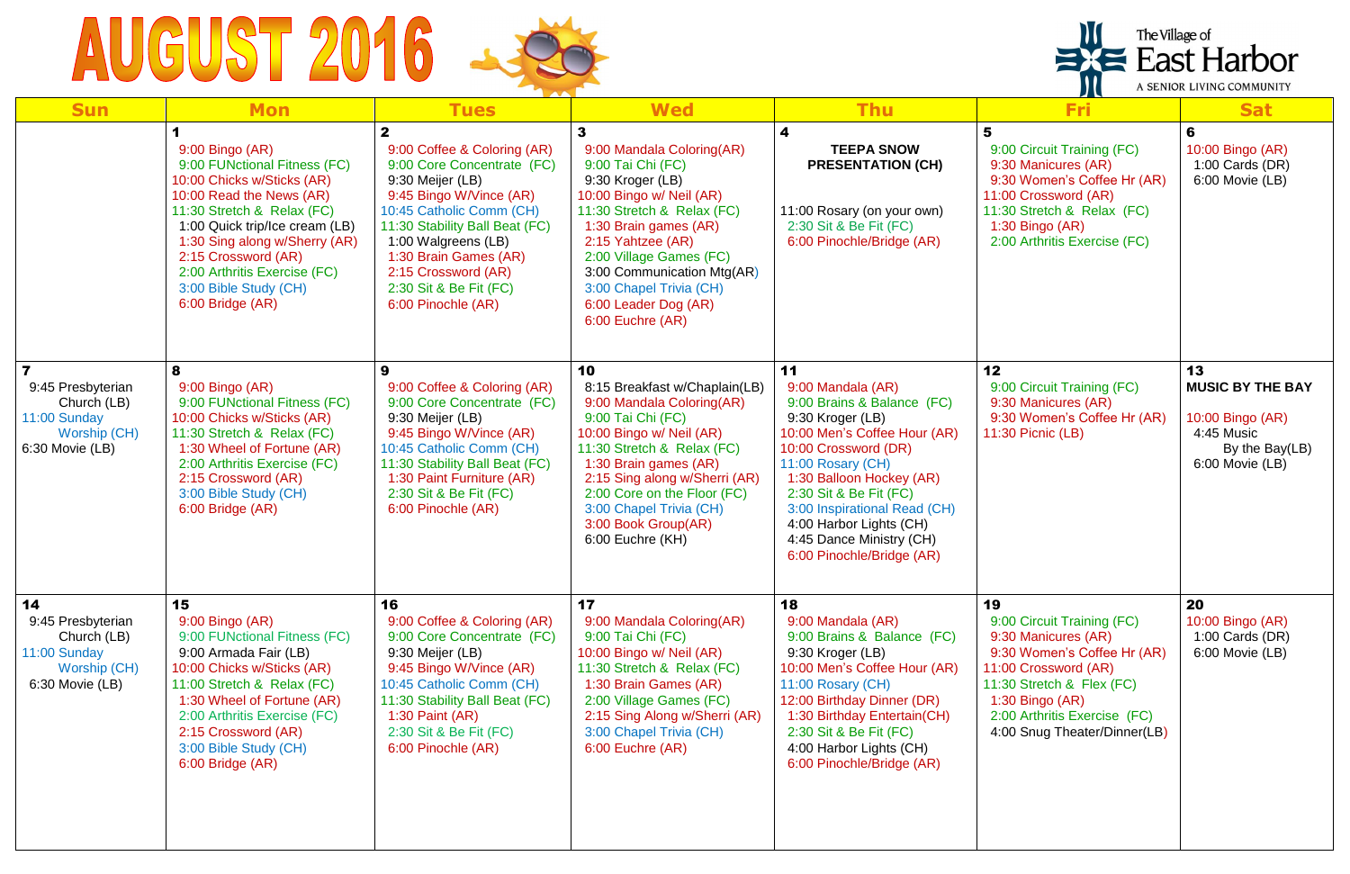# AUGUST 2016

The Village of East Harbor
A SENIOR LIVING COMMUNITY

| Sun | Mon | Tues | Wed | Thu | Fri | Sat |
|---|---|---|---|---|---|---|
| | **1**<br>9:00 Bingo (AR)<br>9:00 FUNctional Fitness (FC)<br>10:00 Chicks w/Sticks (AR)<br>10:00 Read the News (AR)<br>11:30 Stretch & Relax (FC)<br>1:00 Quick trip/Ice cream (LB)<br>1:30 Sing along w/Sherry (AR)<br>2:15 Crossword (AR)<br>2:00 Arthritis Exercise (FC)<br>3:00 Bible Study (CH)<br>6:00 Bridge (AR) | **2**<br>9:00 Coffee & Coloring (AR)<br>9:00 Core Concentrate (FC)<br>9:30 Meijer (LB)<br>9:45 Bingo W/Vince (AR)<br>10:45 Catholic Comm (CH)<br>11:30 Stability Ball Beat (FC)<br>1:00 Walgreens (LB)<br>1:30 Brain Games (AR)<br>2:15 Crossword (AR)<br>2:30 Sit & Be Fit (FC)<br>6:00 Pinochle (AR) | **3**<br>9:00 Mandala Coloring(AR)<br>9:00 Tai Chi (FC)<br>9:30 Kroger (LB)<br>10:00 Bingo w/ Neil (AR)<br>11:30 Stretch & Relax (FC)<br>1:30 Brain games (AR)<br>2:15 Yahtzee (AR)<br>2:00 Village Games (FC)<br>3:00 Communication Mtg(AR)<br>3:00 Chapel Trivia (CH)<br>6:00 Leader Dog (AR)<br>6:00 Euchre (AR) | **4**<br>**TEEPA SNOW PRESENTATION (CH)**<br><br>11:00 Rosary (on your own)<br>2:30 Sit & Be Fit (FC)<br>6:00 Pinochle/Bridge (AR) | **5**<br>9:00 Circuit Training (FC)<br>9:30 Manicures (AR)<br>9:30 Women's Coffee Hr (AR)<br>11:00 Crossword (AR)<br>11:30 Stretch & Relax (FC)<br>1:30 Bingo (AR)<br>2:00 Arthritis Exercise (FC) | **6**<br>10:00 Bingo (AR)<br>1:00 Cards (DR)<br>6:00 Movie (LB) |
| **7**<br>9:45 Presbyterian Church (LB)<br>11:00 Sunday Worship (CH)<br>6:30 Movie (LB) | **8**<br>9:00 Bingo (AR)<br>9:00 FUNctional Fitness (FC)<br>10:00 Chicks w/Sticks (AR)<br>11:30 Stretch & Relax (FC)<br>1:30 Wheel of Fortune (AR)<br>2:00 Arthritis Exercise (FC)<br>2:15 Crossword (AR)<br>3:00 Bible Study (CH)<br>6:00 Bridge (AR) | **9**<br>9:00 Coffee & Coloring (AR)<br>9:00 Core Concentrate (FC)<br>9:30 Meijer (LB)<br>9:45 Bingo W/Vince (AR)<br>10:45 Catholic Comm (CH)<br>11:30 Stability Ball Beat (FC)<br>1:30 Paint Furniture (AR)<br>2:30 Sit & Be Fit (FC)<br>6:00 Pinochle (AR) | **10**<br>8:15 Breakfast w/Chaplain(LB)<br>9:00 Mandala Coloring(AR)<br>9:00 Tai Chi (FC)<br>10:00 Bingo w/ Neil (AR)<br>11:30 Stretch & Relax (FC)<br>1:30 Brain games (AR)<br>2:15 Sing along w/Sherri (AR)<br>2:00 Core on the Floor (FC)<br>3:00 Chapel Trivia (CH)<br>3:00 Book Group(AR)<br>6:00 Euchre (KH) | **11**<br>9:00 Mandala (AR)<br>9:00 Brains & Balance (FC)<br>9:30 Kroger (LB)<br>10:00 Men's Coffee Hour (AR)<br>10:00 Crossword (DR)<br>11:00 Rosary (CH)<br>1:30 Balloon Hockey (AR)<br>2:30 Sit & Be Fit (FC)<br>3:00 Inspirational Read (CH)<br>4:00 Harbor Lights (CH)<br>4:45 Dance Ministry (CH)<br>6:00 Pinochle/Bridge (AR) | **12**<br>9:00 Circuit Training (FC)<br>9:30 Manicures (AR)<br>9:30 Women's Coffee Hr (AR)<br>11:30 Picnic (LB) | **13**<br>**MUSIC BY THE BAY**<br><br>10:00 Bingo (AR)<br>4:45 Music By the Bay(LB)<br>6:00 Movie (LB) |
| **14**<br>9:45 Presbyterian Church (LB)<br>11:00 Sunday Worship (CH)<br>6:30 Movie (LB) | **15**<br>9:00 Bingo (AR)<br>9:00 FUNctional Fitness (FC)<br>9:00 Armada Fair (LB)<br>10:00 Chicks w/Sticks (AR)<br>11:00 Stretch & Relax (FC)<br>1:30 Wheel of Fortune (AR)<br>2:00 Arthritis Exercise (FC)<br>2:15 Crossword (AR)<br>3:00 Bible Study (CH)<br>6:00 Bridge (AR) | **16**<br>9:00 Coffee & Coloring (AR)<br>9:00 Core Concentrate (FC)<br>9:30 Meijer (LB)<br>9:45 Bingo W/Vince (AR)<br>10:45 Catholic Comm (CH)<br>11:30 Stability Ball Beat (FC)<br>1:30 Paint (AR)<br>2:30 Sit & Be Fit (FC)<br>6:00 Pinochle (AR) | **17**<br>9:00 Mandala Coloring(AR)<br>9:00 Tai Chi (FC)<br>10:00 Bingo w/ Neil (AR)<br>11:30 Stretch & Relax (FC)<br>1:30 Brain Games (AR)<br>2:00 Village Games (FC)<br>2:15 Sing Along w/Sherri (AR)<br>3:00 Chapel Trivia (CH)<br>6:00 Euchre (AR) | **18**<br>9:00 Mandala (AR)<br>9:00 Brains & Balance (FC)<br>9:30 Kroger (LB)<br>10:00 Men's Coffee Hour (AR)<br>11:00 Rosary (CH)<br>12:00 Birthday Dinner (DR)<br>1:30 Birthday Entertain(CH)<br>2:30 Sit & Be Fit (FC)<br>4:00 Harbor Lights (CH)<br>6:00 Pinochle/Bridge (AR) | **19**<br>9:00 Circuit Training (FC)<br>9:30 Manicures (AR)<br>9:30 Women's Coffee Hr (AR)<br>11:00 Crossword (AR)<br>11:30 Stretch & Flex (FC)<br>1:30 Bingo (AR)<br>2:00 Arthritis Exercise (FC)<br>4:00 Snug Theater/Dinner(LB) | **20**<br>10:00 Bingo (AR)<br>1:00 Cards (DR)<br>6:00 Movie (LB) |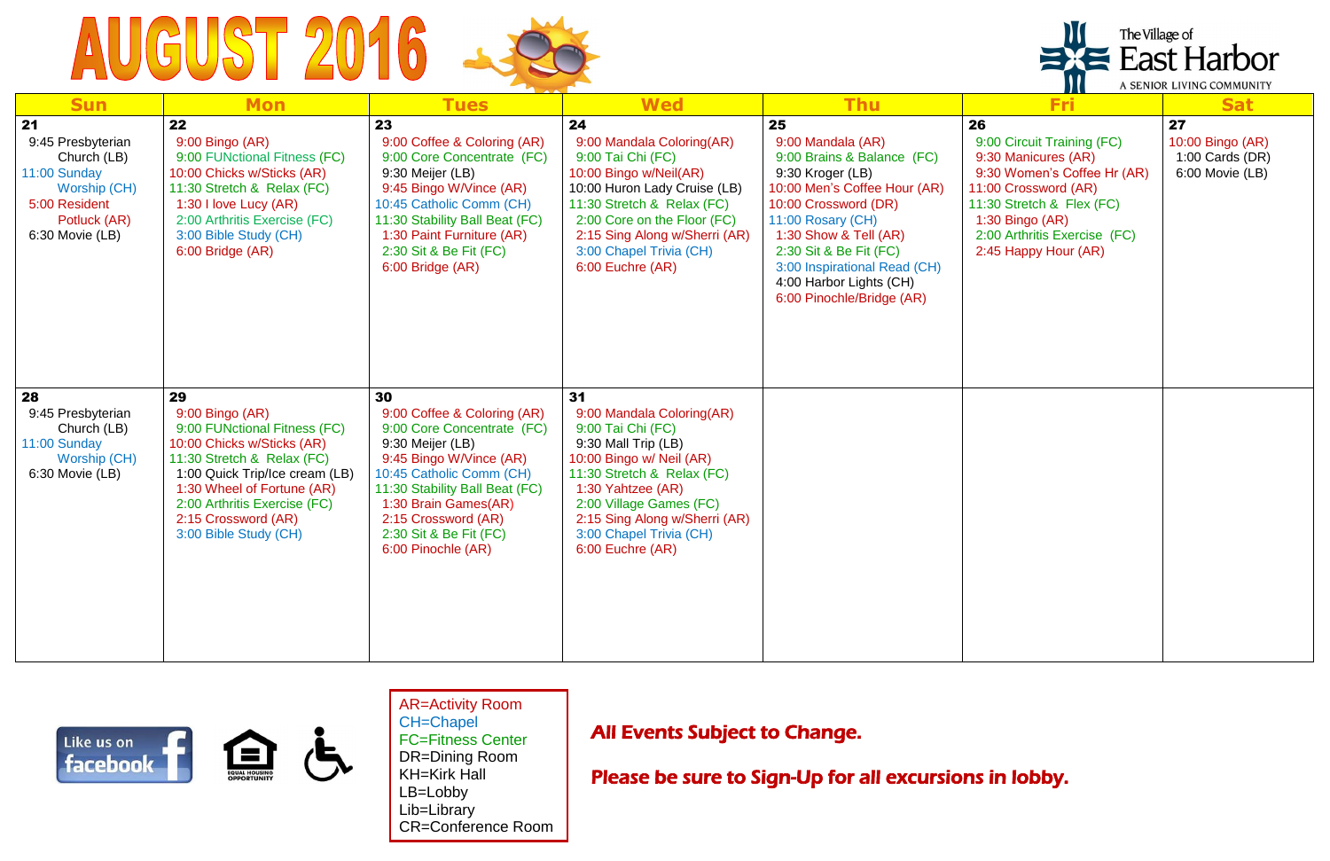# AUGUST 2016

The Village of East Harbor
A SENIOR LIVING COMMUNITY

| Sun | Mon | Tues | Wed | Thu | Fri | Sat |
|---|---|---|---|---|---|---|
| **21**<br>9:45 Presbyterian Church (LB)<br>11:00 Sunday Worship (CH)<br>5:00 Resident Potluck (AR)<br>6:30 Movie (LB) | **22**<br>9:00 Bingo (AR)<br>9:00 FUNctional Fitness (FC)<br>10:00 Chicks w/Sticks (AR)<br>11:30 Stretch & Relax (FC)<br>1:30 I love Lucy (AR)<br>2:00 Arthritis Exercise (FC)<br>3:00 Bible Study (CH)<br>6:00 Bridge (AR) | **23**<br>9:00 Coffee & Coloring (AR)<br>9:00 Core Concentrate (FC)<br>9:30 Meijer (LB)<br>9:45 Bingo W/Vince (AR)<br>10:45 Catholic Comm (CH)<br>11:30 Stability Ball Beat (FC)<br>1:30 Paint Furniture (AR)<br>2:30 Sit & Be Fit (FC)<br>6:00 Bridge (AR) | **24**<br>9:00 Mandala Coloring(AR)<br>9:00 Tai Chi (FC)<br>10:00 Bingo w/Neil(AR)<br>10:00 Huron Lady Cruise (LB)<br>11:30 Stretch & Relax (FC)<br>2:00 Core on the Floor (FC)<br>2:15 Sing Along w/Sherri (AR)<br>3:00 Chapel Trivia (CH)<br>6:00 Euchre (AR) | **25**<br>9:00 Mandala (AR)<br>9:00 Brains & Balance (FC)<br>9:30 Kroger (LB)<br>10:00 Men's Coffee Hour (AR)<br>10:00 Crossword (DR)<br>11:00 Rosary (CH)<br>1:30 Show & Tell (AR)<br>2:30 Sit & Be Fit (FC)<br>3:00 Inspirational Read (CH)<br>4:00 Harbor Lights (CH)<br>6:00 Pinochle/Bridge (AR) | **26**<br>9:00 Circuit Training (FC)<br>9:30 Manicures (AR)<br>9:30 Women's Coffee Hr (AR)<br>11:00 Crossword (AR)<br>11:30 Stretch & Flex (FC)<br>1:30 Bingo (AR)<br>2:00 Arthritis Exercise (FC)<br>2:45 Happy Hour (AR) | **27**<br>10:00 Bingo (AR)<br>1:00 Cards (DR)<br>6:00 Movie (LB) |
| **28**<br>9:45 Presbyterian Church (LB)<br>11:00 Sunday Worship (CH)<br>6:30 Movie (LB) | **29**<br>9:00 Bingo (AR)<br>9:00 FUNctional Fitness (FC)<br>10:00 Chicks w/Sticks (AR)<br>11:30 Stretch & Relax (FC)<br>1:00 Quick Trip/Ice cream (LB)<br>1:30 Wheel of Fortune (AR)<br>2:00 Arthritis Exercise (FC)<br>2:15 Crossword (AR)<br>3:00 Bible Study (CH) | **30**<br>9:00 Coffee & Coloring (AR)<br>9:00 Core Concentrate (FC)<br>9:30 Meijer (LB)<br>9:45 Bingo W/Vince (AR)<br>10:45 Catholic Comm (CH)<br>11:30 Stability Ball Beat (FC)<br>1:30 Brain Games(AR)<br>2:15 Crossword (AR)<br>2:30 Sit & Be Fit (FC)<br>6:00 Pinochle (AR) | **31**<br>9:00 Mandala Coloring(AR)<br>9:00 Tai Chi (FC)<br>9:30 Mall Trip (LB)<br>10:00 Bingo w/ Neil (AR)<br>11:30 Stretch & Relax (FC)<br>1:30 Yahtzee (AR)<br>2:00 Village Games (FC)<br>2:15 Sing Along w/Sherri (AR)<br>3:00 Chapel Trivia (CH)<br>6:00 Euchre (AR) | | | |

Like us on facebook

EQUAL HOUSING OPPORTUNITY

AR=Activity Room
CH=Chapel
FC=Fitness Center
DR=Dining Room
KH=Kirk Hall
LB=Lobby
Lib=Library
CR=Conference Room

**All Events Subject to Change.**

**Please be sure to Sign-Up for all excursions in lobby.**